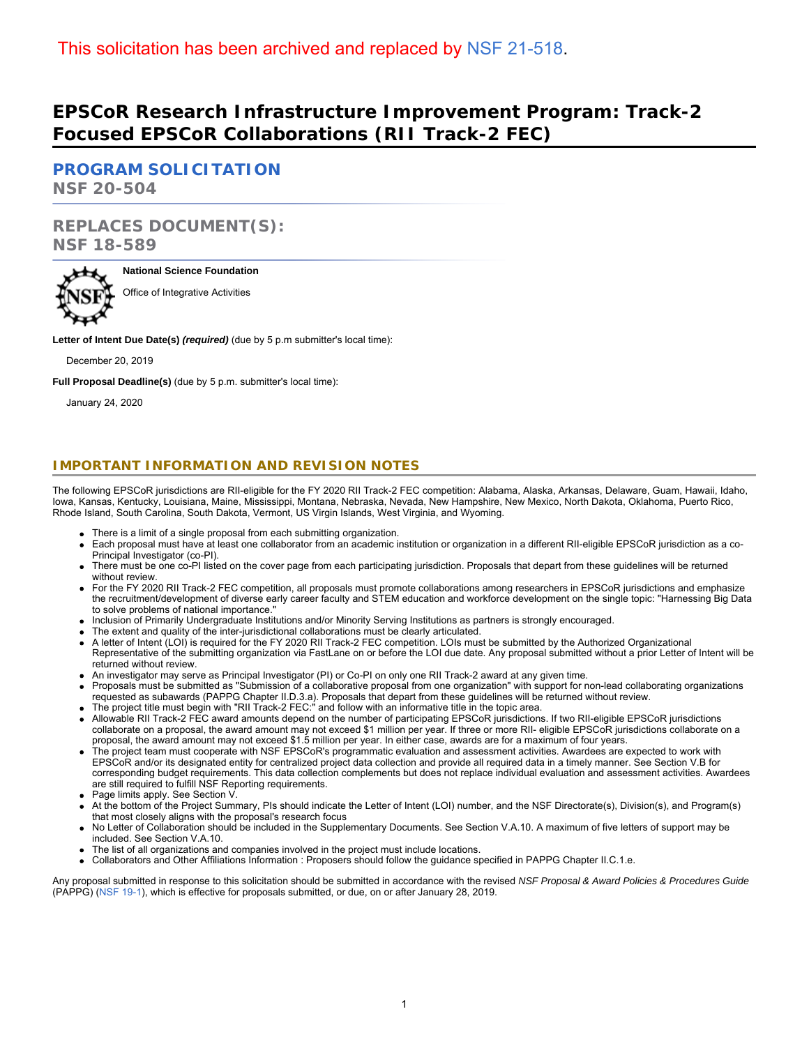This solicitation has been archived and replaced by NSF 21-518.

# EPSCoR Research Infrastructure Improvement Program: Track-2 Focused EPSCoR Collaborations (RII Track-2 FEC)

## PROGRAM SOLICITATION

NSF 20-504

## REPLACES DOCUMENT(S):

NSF 18-589

**National Science Foundation**

Office of Integrative Activities

**Letter of Intent Due Date(s)** ***(required)*** (due by 5 p.m submitter's local time):

December 20, 2019

**Full Proposal Deadline(s)** (due by 5 p.m. submitter's local time):

January 24, 2020

## IMPORTANT INFORMATION AND REVISION NOTES

The following EPSCoR jurisdictions are RII-eligible for the FY 2020 RII Track-2 FEC competition: Alabama, Alaska, Arkansas, Delaware, Guam, Hawaii, Idaho, Iowa, Kansas, Kentucky, Louisiana, Maine, Mississippi, Montana, Nebraska, Nevada, New Hampshire, New Mexico, North Dakota, Oklahoma, Puerto Rico, Rhode Island, South Carolina, South Dakota, Vermont, US Virgin Islands, West Virginia, and Wyoming.

- There is a limit of a single proposal from each submitting organization.
- Each proposal must have at least one collaborator from an academic institution or organization in a different RII-eligible EPSCoR jurisdiction as a co-Principal Investigator (co-PI).
- There must be one co-PI listed on the cover page from each participating jurisdiction. Proposals that depart from these guidelines will be returned without review.
- For the FY 2020 RII Track-2 FEC competition, all proposals must promote collaborations among researchers in EPSCoR jurisdictions and emphasize the recruitment/development of diverse early career faculty and STEM education and workforce development on the single topic: "Harnessing Big Data to solve problems of national importance."
- Inclusion of Primarily Undergraduate Institutions and/or Minority Serving Institutions as partners is strongly encouraged.
- The extent and quality of the inter-jurisdictional collaborations must be clearly articulated.
- A letter of Intent (LOI) is required for the FY 2020 RII Track-2 FEC competition. LOIs must be submitted by the Authorized Organizational Representative of the submitting organization via FastLane on or before the LOI due date. Any proposal submitted without a prior Letter of Intent will be returned without review.
- An investigator may serve as Principal Investigator (PI) or Co-PI on only one RII Track-2 award at any given time.
- Proposals must be submitted as "Submission of a collaborative proposal from one organization" with support for non-lead collaborating organizations requested as subawards (PAPPG Chapter II.D.3.a). Proposals that depart from these guidelines will be returned without review.
- The project title must begin with "RII Track-2 FEC:" and follow with an informative title in the topic area.
- Allowable RII Track-2 FEC award amounts depend on the number of participating EPSCoR jurisdictions. If two RII-eligible EPSCoR jurisdictions collaborate on a proposal, the award amount may not exceed $1 million per year. If three or more RII- eligible EPSCoR jurisdictions collaborate on a proposal, the award amount may not exceed $1.5 million per year. In either case, awards are for a maximum of four years.
- The project team must cooperate with NSF EPSCoR's programmatic evaluation and assessment activities. Awardees are expected to work with EPSCoR and/or its designated entity for centralized project data collection and provide all required data in a timely manner. See Section V.B for corresponding budget requirements. This data collection complements but does not replace individual evaluation and assessment activities. Awardees are still required to fulfill NSF Reporting requirements.
- Page limits apply. See Section V.
- At the bottom of the Project Summary, PIs should indicate the Letter of Intent (LOI) number, and the NSF Directorate(s), Division(s), and Program(s) that most closely aligns with the proposal's research focus
- No Letter of Collaboration should be included in the Supplementary Documents. See Section V.A.10. A maximum of five letters of support may be included. See Section V.A.10.
- The list of all organizations and companies involved in the project must include locations.
- Collaborators and Other Affiliations Information : Proposers should follow the guidance specified in PAPPG Chapter II.C.1.e.

Any proposal submitted in response to this solicitation should be submitted in accordance with the revised *NSF Proposal & Award Policies & Procedures Guide* (PAPPG) (NSF 19-1), which is effective for proposals submitted, or due, on or after January 28, 2019.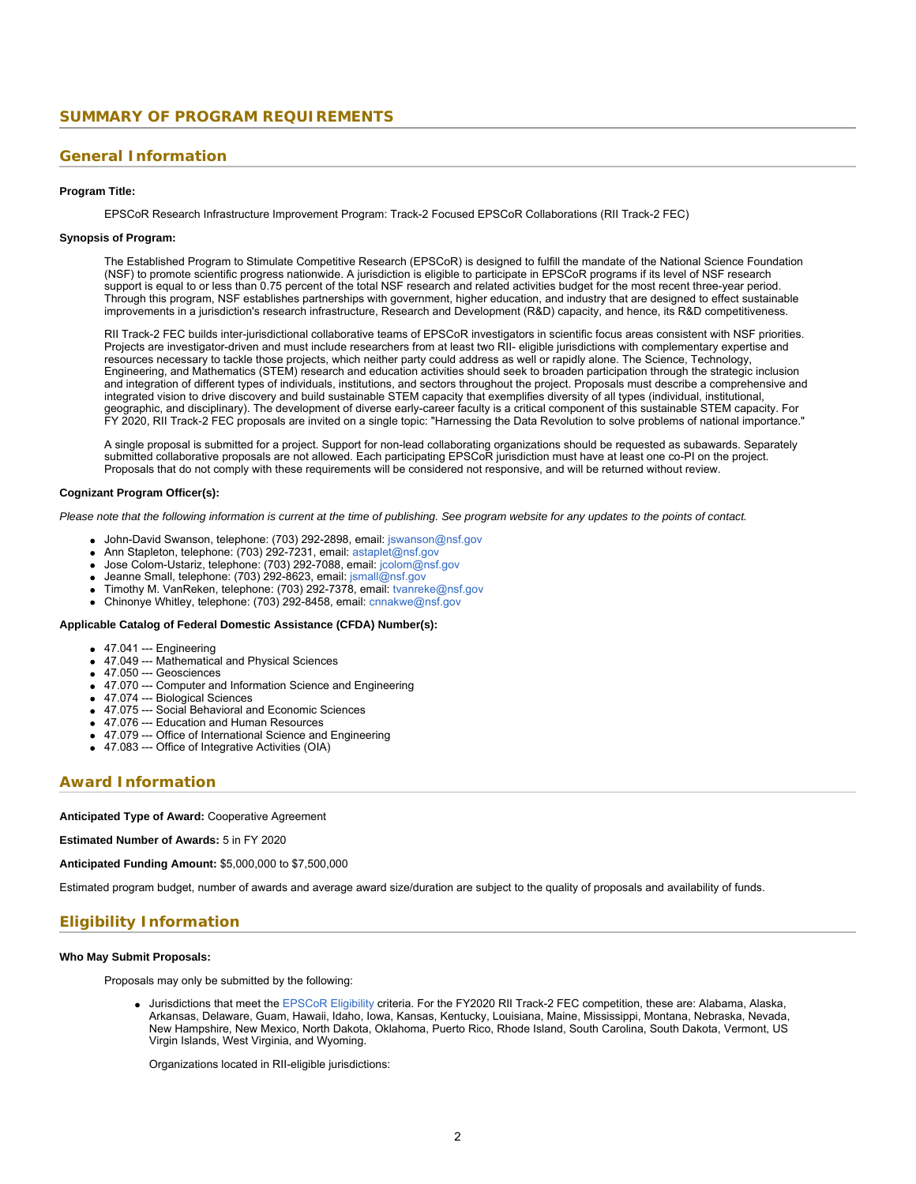## SUMMARY OF PROGRAM REQUIREMENTS

### General Information

**Program Title:**

EPSCoR Research Infrastructure Improvement Program: Track-2 Focused EPSCoR Collaborations (RII Track-2 FEC)

**Synopsis of Program:**

The Established Program to Stimulate Competitive Research (EPSCoR) is designed to fulfill the mandate of the National Science Foundation (NSF) to promote scientific progress nationwide. A jurisdiction is eligible to participate in EPSCoR programs if its level of NSF research support is equal to or less than 0.75 percent of the total NSF research and related activities budget for the most recent three-year period. Through this program, NSF establishes partnerships with government, higher education, and industry that are designed to effect sustainable improvements in a jurisdiction's research infrastructure, Research and Development (R&D) capacity, and hence, its R&D competitiveness.

RII Track-2 FEC builds inter-jurisdictional collaborative teams of EPSCoR investigators in scientific focus areas consistent with NSF priorities. Projects are investigator-driven and must include researchers from at least two RII- eligible jurisdictions with complementary expertise and resources necessary to tackle those projects, which neither party could address as well or rapidly alone. The Science, Technology, Engineering, and Mathematics (STEM) research and education activities should seek to broaden participation through the strategic inclusion and integration of different types of individuals, institutions, and sectors throughout the project. Proposals must describe a comprehensive and integrated vision to drive discovery and build sustainable STEM capacity that exemplifies diversity of all types (individual, institutional, geographic, and disciplinary). The development of diverse early-career faculty is a critical component of this sustainable STEM capacity. For FY 2020, RII Track-2 FEC proposals are invited on a single topic: "Harnessing the Data Revolution to solve problems of national importance."

A single proposal is submitted for a project. Support for non-lead collaborating organizations should be requested as subawards. Separately submitted collaborative proposals are not allowed. Each participating EPSCoR jurisdiction must have at least one co-PI on the project. Proposals that do not comply with these requirements will be considered not responsive, and will be returned without review.

**Cognizant Program Officer(s):**

*Please note that the following information is current at the time of publishing. See program website for any updates to the points of contact.*

- John-David Swanson, telephone: (703) 292-2898, email: jswanson@nsf.gov
- Ann Stapleton, telephone: (703) 292-7231, email: astaplet@nsf.gov
- Jose Colom-Ustariz, telephone: (703) 292-7088, email: jcolom@nsf.gov
- Jeanne Small, telephone: (703) 292-8623, email: jsmall@nsf.gov
- Timothy M. VanReken, telephone: (703) 292-7378, email: tvanreke@nsf.gov
- Chinonye Whitley, telephone: (703) 292-8458, email: cnnakwe@nsf.gov

**Applicable Catalog of Federal Domestic Assistance (CFDA) Number(s):**

- 47.041 --- Engineering
- 47.049 --- Mathematical and Physical Sciences
- 47.050 --- Geosciences
- 47.070 --- Computer and Information Science and Engineering
- 47.074 --- Biological Sciences
- 47.075 --- Social Behavioral and Economic Sciences
- 47.076 --- Education and Human Resources
- 47.079 --- Office of International Science and Engineering
- 47.083 --- Office of Integrative Activities (OIA)

### Award Information

**Anticipated Type of Award:** Cooperative Agreement

**Estimated Number of Awards:** 5 in FY 2020

**Anticipated Funding Amount:** $5,000,000 to $7,500,000

Estimated program budget, number of awards and average award size/duration are subject to the quality of proposals and availability of funds.

### Eligibility Information

**Who May Submit Proposals:**

Proposals may only be submitted by the following:

- Jurisdictions that meet the EPSCoR Eligibility criteria. For the FY2020 RII Track-2 FEC competition, these are: Alabama, Alaska, Arkansas, Delaware, Guam, Hawaii, Idaho, Iowa, Kansas, Kentucky, Louisiana, Maine, Mississippi, Montana, Nebraska, Nevada, New Hampshire, New Mexico, North Dakota, Oklahoma, Puerto Rico, Rhode Island, South Carolina, South Dakota, Vermont, US Virgin Islands, West Virginia, and Wyoming.

  Organizations located in RII-eligible jurisdictions: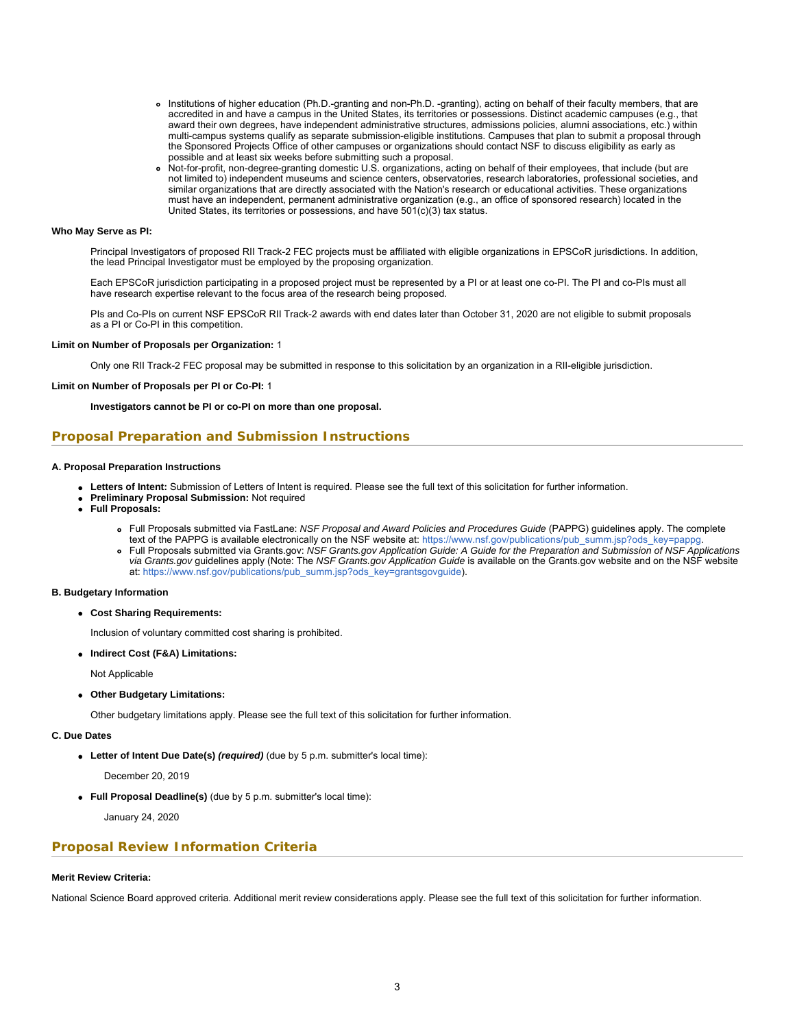- Institutions of higher education (Ph.D.-granting and non-Ph.D. -granting), acting on behalf of their faculty members, that are accredited in and have a campus in the United States, its territories or possessions. Distinct academic campuses (e.g., that award their own degrees, have independent administrative structures, admissions policies, alumni associations, etc.) within multi-campus systems qualify as separate submission-eligible institutions. Campuses that plan to submit a proposal through the Sponsored Projects Office of other campuses or organizations should contact NSF to discuss eligibility as early as possible and at least six weeks before submitting such a proposal.
- Not-for-profit, non-degree-granting domestic U.S. organizations, acting on behalf of their employees, that include (but are not limited to) independent museums and science centers, observatories, research laboratories, professional societies, and similar organizations that are directly associated with the Nation's research or educational activities. These organizations must have an independent, permanent administrative organization (e.g., an office of sponsored research) located in the United States, its territories or possessions, and have 501(c)(3) tax status.

**Who May Serve as PI:**

Principal Investigators of proposed RII Track-2 FEC projects must be affiliated with eligible organizations in EPSCoR jurisdictions. In addition, the lead Principal Investigator must be employed by the proposing organization.

Each EPSCoR jurisdiction participating in a proposed project must be represented by a PI or at least one co-PI. The PI and co-PIs must all have research expertise relevant to the focus area of the research being proposed.

PIs and Co-PIs on current NSF EPSCoR RII Track-2 awards with end dates later than October 31, 2020 are not eligible to submit proposals as a PI or Co-PI in this competition.

**Limit on Number of Proposals per Organization:** 1

Only one RII Track-2 FEC proposal may be submitted in response to this solicitation by an organization in a RII-eligible jurisdiction.

**Limit on Number of Proposals per PI or Co-PI:** 1

**Investigators cannot be PI or co-PI on more than one proposal.**

## Proposal Preparation and Submission Instructions

**A. Proposal Preparation Instructions**

- **Letters of Intent:** Submission of Letters of Intent is required. Please see the full text of this solicitation for further information.
- **Preliminary Proposal Submission:** Not required
- **Full Proposals:**
  - Full Proposals submitted via FastLane: *NSF Proposal and Award Policies and Procedures Guide* (PAPPG) guidelines apply. The complete text of the PAPPG is available electronically on the NSF website at: https://www.nsf.gov/publications/pub_summ.jsp?ods_key=pappg.
  - Full Proposals submitted via Grants.gov: *NSF Grants.gov Application Guide: A Guide for the Preparation and Submission of NSF Applications via Grants.gov* guidelines apply (Note: The *NSF Grants.gov Application Guide* is available on the Grants.gov website and on the NSF website at: https://www.nsf.gov/publications/pub_summ.jsp?ods_key=grantsgovguide).

**B. Budgetary Information**

- **Cost Sharing Requirements:**

  Inclusion of voluntary committed cost sharing is prohibited.

- **Indirect Cost (F&A) Limitations:**

  Not Applicable

- **Other Budgetary Limitations:**

  Other budgetary limitations apply. Please see the full text of this solicitation for further information.

**C. Due Dates**

- **Letter of Intent Due Date(s)** ***(required)*** (due by 5 p.m. submitter's local time):

  December 20, 2019

- **Full Proposal Deadline(s)** (due by 5 p.m. submitter's local time):

  January 24, 2020

## Proposal Review Information Criteria

**Merit Review Criteria:**

National Science Board approved criteria. Additional merit review considerations apply. Please see the full text of this solicitation for further information.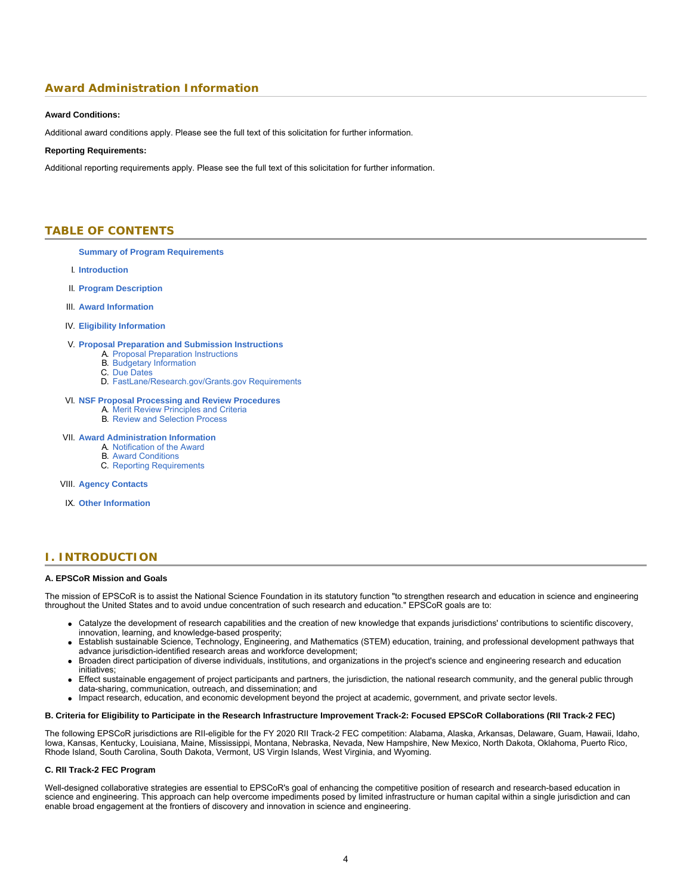## Award Administration Information

**Award Conditions:**

Additional award conditions apply. Please see the full text of this solicitation for further information.

**Reporting Requirements:**

Additional reporting requirements apply. Please see the full text of this solicitation for further information.

## TABLE OF CONTENTS

**Summary of Program Requirements**

I. **Introduction**

II. **Program Description**

III. **Award Information**

IV. **Eligibility Information**

V. **Proposal Preparation and Submission Instructions**
   - A. Proposal Preparation Instructions
   - B. Budgetary Information
   - C. Due Dates
   - D. FastLane/Research.gov/Grants.gov Requirements

VI. **NSF Proposal Processing and Review Procedures**
   - A. Merit Review Principles and Criteria
   - B. Review and Selection Process

VII. **Award Administration Information**
   - A. Notification of the Award
   - B. Award Conditions
   - C. Reporting Requirements

VIII. **Agency Contacts**

IX. **Other Information**

## I. INTRODUCTION

**A. EPSCoR Mission and Goals**

The mission of EPSCoR is to assist the National Science Foundation in its statutory function "to strengthen research and education in science and engineering throughout the United States and to avoid undue concentration of such research and education." EPSCoR goals are to:

- Catalyze the development of research capabilities and the creation of new knowledge that expands jurisdictions' contributions to scientific discovery, innovation, learning, and knowledge-based prosperity;
- Establish sustainable Science, Technology, Engineering, and Mathematics (STEM) education, training, and professional development pathways that advance jurisdiction-identified research areas and workforce development;
- Broaden direct participation of diverse individuals, institutions, and organizations in the project's science and engineering research and education initiatives;
- Effect sustainable engagement of project participants and partners, the jurisdiction, the national research community, and the general public through data-sharing, communication, outreach, and dissemination; and
- Impact research, education, and economic development beyond the project at academic, government, and private sector levels.

**B. Criteria for Eligibility to Participate in the Research Infrastructure Improvement Track-2: Focused EPSCoR Collaborations (RII Track-2 FEC)**

The following EPSCoR jurisdictions are RII-eligible for the FY 2020 RII Track-2 FEC competition: Alabama, Alaska, Arkansas, Delaware, Guam, Hawaii, Idaho, Iowa, Kansas, Kentucky, Louisiana, Maine, Mississippi, Montana, Nebraska, Nevada, New Hampshire, New Mexico, North Dakota, Oklahoma, Puerto Rico, Rhode Island, South Carolina, South Dakota, Vermont, US Virgin Islands, West Virginia, and Wyoming.

**C. RII Track-2 FEC Program**

Well-designed collaborative strategies are essential to EPSCoR's goal of enhancing the competitive position of research and research-based education in science and engineering. This approach can help overcome impediments posed by limited infrastructure or human capital within a single jurisdiction and can enable broad engagement at the frontiers of discovery and innovation in science and engineering.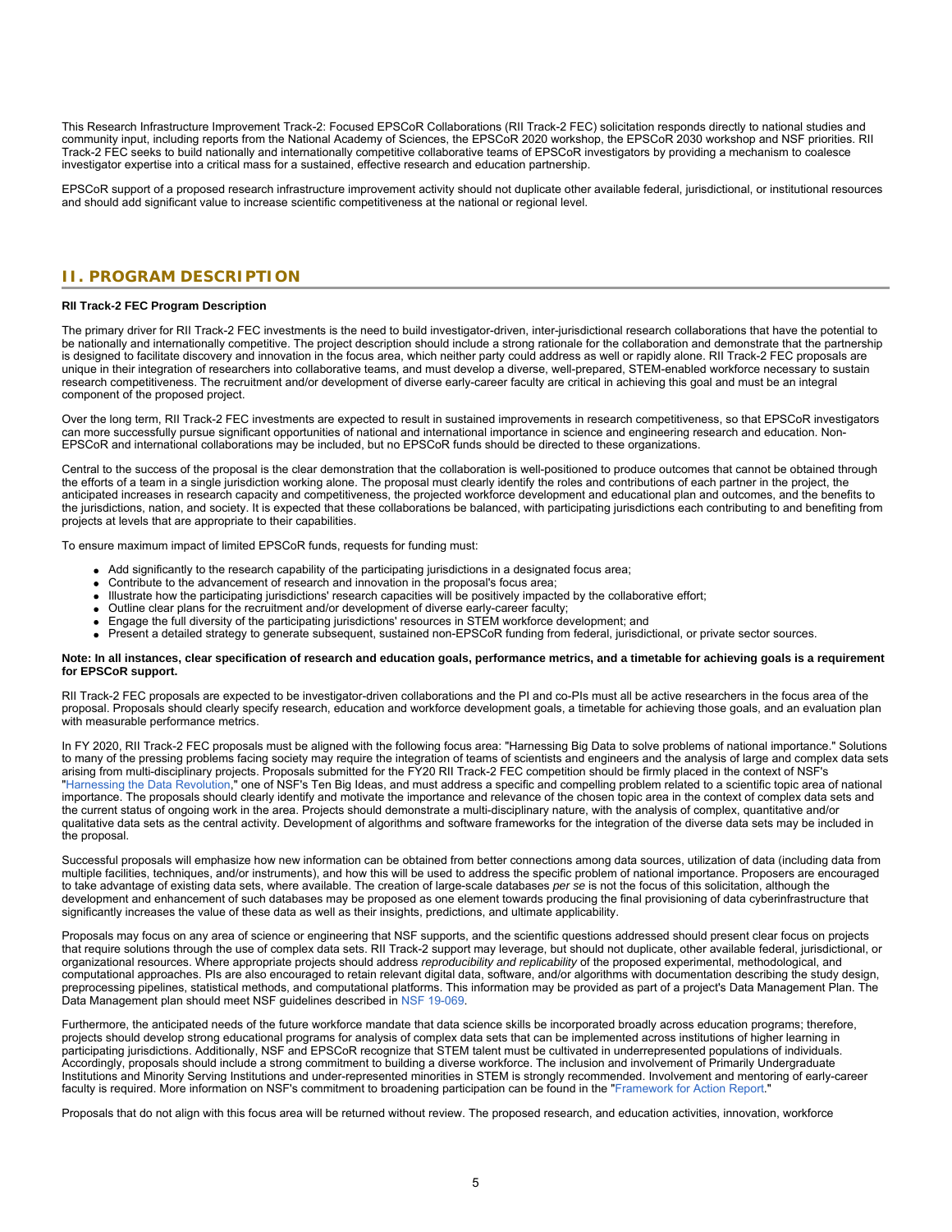This Research Infrastructure Improvement Track-2: Focused EPSCoR Collaborations (RII Track-2 FEC) solicitation responds directly to national studies and community input, including reports from the National Academy of Sciences, the EPSCoR 2020 workshop, the EPSCoR 2030 workshop and NSF priorities. RII Track-2 FEC seeks to build nationally and internationally competitive collaborative teams of EPSCoR investigators by providing a mechanism to coalesce investigator expertise into a critical mass for a sustained, effective research and education partnership.

EPSCoR support of a proposed research infrastructure improvement activity should not duplicate other available federal, jurisdictional, or institutional resources and should add significant value to increase scientific competitiveness at the national or regional level.

## II. PROGRAM DESCRIPTION

**RII Track-2 FEC Program Description**

The primary driver for RII Track-2 FEC investments is the need to build investigator-driven, inter-jurisdictional research collaborations that have the potential to be nationally and internationally competitive. The project description should include a strong rationale for the collaboration and demonstrate that the partnership is designed to facilitate discovery and innovation in the focus area, which neither party could address as well or rapidly alone. RII Track-2 FEC proposals are unique in their integration of researchers into collaborative teams, and must develop a diverse, well-prepared, STEM-enabled workforce necessary to sustain research competitiveness. The recruitment and/or development of diverse early-career faculty are critical in achieving this goal and must be an integral component of the proposed project.

Over the long term, RII Track-2 FEC investments are expected to result in sustained improvements in research competitiveness, so that EPSCoR investigators can more successfully pursue significant opportunities of national and international importance in science and engineering research and education. Non-EPSCoR and international collaborations may be included, but no EPSCoR funds should be directed to these organizations.

Central to the success of the proposal is the clear demonstration that the collaboration is well-positioned to produce outcomes that cannot be obtained through the efforts of a team in a single jurisdiction working alone. The proposal must clearly identify the roles and contributions of each partner in the project, the anticipated increases in research capacity and competitiveness, the projected workforce development and educational plan and outcomes, and the benefits to the jurisdictions, nation, and society. It is expected that these collaborations be balanced, with participating jurisdictions each contributing to and benefiting from projects at levels that are appropriate to their capabilities.

To ensure maximum impact of limited EPSCoR funds, requests for funding must:

- Add significantly to the research capability of the participating jurisdictions in a designated focus area;
- Contribute to the advancement of research and innovation in the proposal's focus area;
- Illustrate how the participating jurisdictions' research capacities will be positively impacted by the collaborative effort;
- Outline clear plans for the recruitment and/or development of diverse early-career faculty;
- Engage the full diversity of the participating jurisdictions' resources in STEM workforce development; and
- Present a detailed strategy to generate subsequent, sustained non-EPSCoR funding from federal, jurisdictional, or private sector sources.

**Note: In all instances, clear specification of research and education goals, performance metrics, and a timetable for achieving goals is a requirement for EPSCoR support.**

RII Track-2 FEC proposals are expected to be investigator-driven collaborations and the PI and co-PIs must all be active researchers in the focus area of the proposal. Proposals should clearly specify research, education and workforce development goals, a timetable for achieving those goals, and an evaluation plan with measurable performance metrics.

In FY 2020, RII Track-2 FEC proposals must be aligned with the following focus area: "Harnessing Big Data to solve problems of national importance." Solutions to many of the pressing problems facing society may require the integration of teams of scientists and engineers and the analysis of large and complex data sets arising from multi-disciplinary projects. Proposals submitted for the FY20 RII Track-2 FEC competition should be firmly placed in the context of NSF's "Harnessing the Data Revolution," one of NSF's Ten Big Ideas, and must address a specific and compelling problem related to a scientific topic area of national importance. The proposals should clearly identify and motivate the importance and relevance of the chosen topic area in the context of complex data sets and the current status of ongoing work in the area. Projects should demonstrate a multi-disciplinary nature, with the analysis of complex, quantitative and/or qualitative data sets as the central activity. Development of algorithms and software frameworks for the integration of the diverse data sets may be included in the proposal.

Successful proposals will emphasize how new information can be obtained from better connections among data sources, utilization of data (including data from multiple facilities, techniques, and/or instruments), and how this will be used to address the specific problem of national importance. Proposers are encouraged to take advantage of existing data sets, where available. The creation of large-scale databases *per se* is not the focus of this solicitation, although the development and enhancement of such databases may be proposed as one element towards producing the final provisioning of data cyberinfrastructure that significantly increases the value of these data as well as their insights, predictions, and ultimate applicability.

Proposals may focus on any area of science or engineering that NSF supports, and the scientific questions addressed should present clear focus on projects that require solutions through the use of complex data sets. RII Track-2 support may leverage, but should not duplicate, other available federal, jurisdictional, or organizational resources. Where appropriate projects should address *reproducibility and replicability* of the proposed experimental, methodological, and computational approaches. PIs are also encouraged to retain relevant digital data, software, and/or algorithms with documentation describing the study design, preprocessing pipelines, statistical methods, and computational platforms. This information may be provided as part of a project's Data Management Plan. The Data Management plan should meet NSF guidelines described in NSF 19-069.

Furthermore, the anticipated needs of the future workforce mandate that data science skills be incorporated broadly across education programs; therefore, projects should develop strong educational programs for analysis of complex data sets that can be implemented across institutions of higher learning in participating jurisdictions. Additionally, NSF and EPSCoR recognize that STEM talent must be cultivated in underrepresented populations of individuals. Accordingly, proposals should include a strong commitment to building a diverse workforce. The inclusion and involvement of Primarily Undergraduate Institutions and Minority Serving Institutions and under-represented minorities in STEM is strongly recommended. Involvement and mentoring of early-career faculty is required. More information on NSF's commitment to broadening participation can be found in the "Framework for Action Report."

Proposals that do not align with this focus area will be returned without review. The proposed research, and education activities, innovation, workforce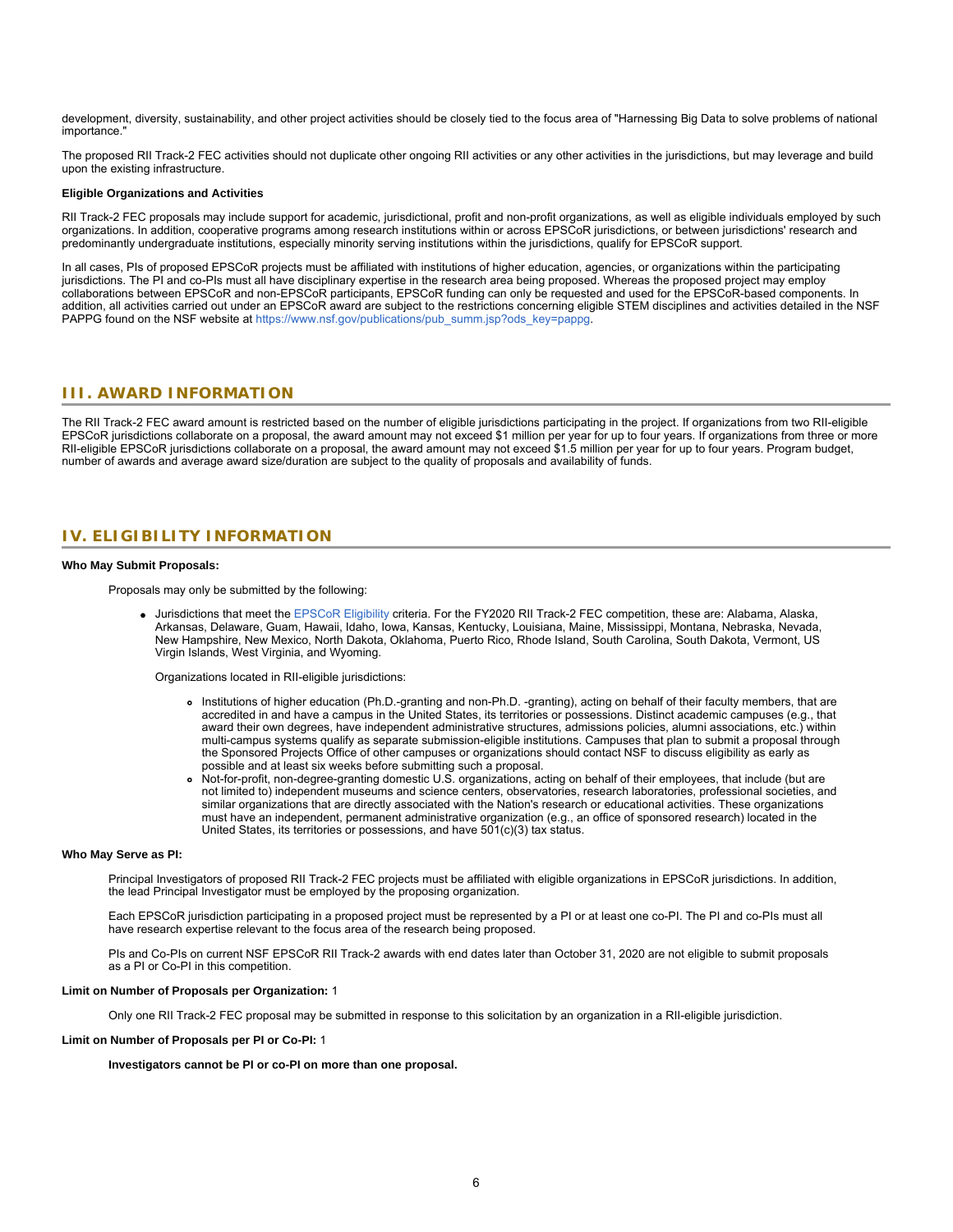development, diversity, sustainability, and other project activities should be closely tied to the focus area of "Harnessing Big Data to solve problems of national importance."

The proposed RII Track-2 FEC activities should not duplicate other ongoing RII activities or any other activities in the jurisdictions, but may leverage and build upon the existing infrastructure.

**Eligible Organizations and Activities**

RII Track-2 FEC proposals may include support for academic, jurisdictional, profit and non-profit organizations, as well as eligible individuals employed by such organizations. In addition, cooperative programs among research institutions within or across EPSCoR jurisdictions, or between jurisdictions' research and predominantly undergraduate institutions, especially minority serving institutions within the jurisdictions, qualify for EPSCoR support.

In all cases, PIs of proposed EPSCoR projects must be affiliated with institutions of higher education, agencies, or organizations within the participating jurisdictions. The PI and co-PIs must all have disciplinary expertise in the research area being proposed. Whereas the proposed project may employ collaborations between EPSCoR and non-EPSCoR participants, EPSCoR funding can only be requested and used for the EPSCoR-based components. In addition, all activities carried out under an EPSCoR award are subject to the restrictions concerning eligible STEM disciplines and activities detailed in the NSF PAPPG found on the NSF website at https://www.nsf.gov/publications/pub_summ.jsp?ods_key=pappg.

## III. AWARD INFORMATION

The RII Track-2 FEC award amount is restricted based on the number of eligible jurisdictions participating in the project. If organizations from two RII-eligible EPSCoR jurisdictions collaborate on a proposal, the award amount may not exceed $1 million per year for up to four years. If organizations from three or more RII-eligible EPSCoR jurisdictions collaborate on a proposal, the award amount may not exceed $1.5 million per year for up to four years. Program budget, number of awards and average award size/duration are subject to the quality of proposals and availability of funds.

## IV. ELIGIBILITY INFORMATION

**Who May Submit Proposals:**

Proposals may only be submitted by the following:

- Jurisdictions that meet the EPSCoR Eligibility criteria. For the FY2020 RII Track-2 FEC competition, these are: Alabama, Alaska, Arkansas, Delaware, Guam, Hawaii, Idaho, Iowa, Kansas, Kentucky, Louisiana, Maine, Mississippi, Montana, Nebraska, Nevada, New Hampshire, New Mexico, North Dakota, Oklahoma, Puerto Rico, Rhode Island, South Carolina, South Dakota, Vermont, US Virgin Islands, West Virginia, and Wyoming.

  Organizations located in RII-eligible jurisdictions:

  - Institutions of higher education (Ph.D.-granting and non-Ph.D. -granting), acting on behalf of their faculty members, that are accredited in and have a campus in the United States, its territories or possessions. Distinct academic campuses (e.g., that award their own degrees, have independent administrative structures, admissions policies, alumni associations, etc.) within multi-campus systems qualify as separate submission-eligible institutions. Campuses that plan to submit a proposal through the Sponsored Projects Office of other campuses or organizations should contact NSF to discuss eligibility as early as possible and at least six weeks before submitting such a proposal.
  - Not-for-profit, non-degree-granting domestic U.S. organizations, acting on behalf of their employees, that include (but are not limited to) independent museums and science centers, observatories, research laboratories, professional societies, and similar organizations that are directly associated with the Nation's research or educational activities. These organizations must have an independent, permanent administrative organization (e.g., an office of sponsored research) located in the United States, its territories or possessions, and have 501(c)(3) tax status.

**Who May Serve as PI:**

Principal Investigators of proposed RII Track-2 FEC projects must be affiliated with eligible organizations in EPSCoR jurisdictions. In addition, the lead Principal Investigator must be employed by the proposing organization.

Each EPSCoR jurisdiction participating in a proposed project must be represented by a PI or at least one co-PI. The PI and co-PIs must all have research expertise relevant to the focus area of the research being proposed.

PIs and Co-PIs on current NSF EPSCoR RII Track-2 awards with end dates later than October 31, 2020 are not eligible to submit proposals as a PI or Co-PI in this competition.

**Limit on Number of Proposals per Organization:** 1

Only one RII Track-2 FEC proposal may be submitted in response to this solicitation by an organization in a RII-eligible jurisdiction.

**Limit on Number of Proposals per PI or Co-PI:** 1

**Investigators cannot be PI or co-PI on more than one proposal.**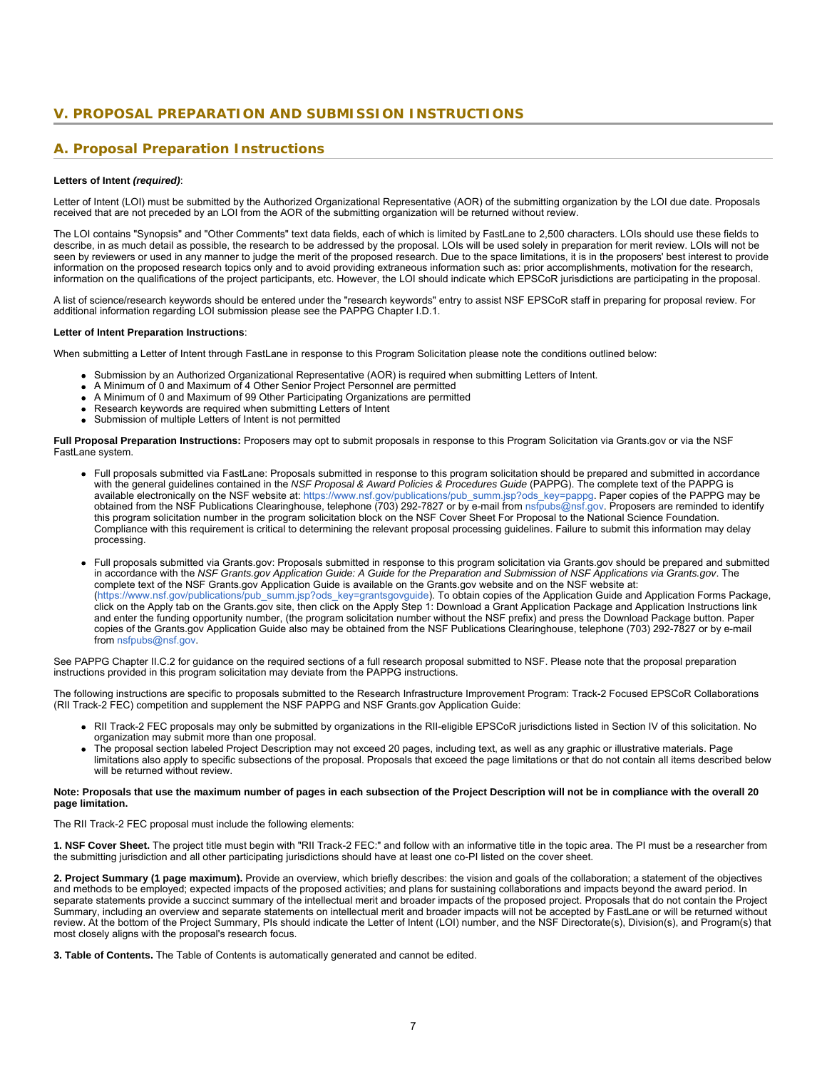# V. PROPOSAL PREPARATION AND SUBMISSION INSTRUCTIONS

## A. Proposal Preparation Instructions

**Letters of Intent *(required)***:

Letter of Intent (LOI) must be submitted by the Authorized Organizational Representative (AOR) of the submitting organization by the LOI due date. Proposals received that are not preceded by an LOI from the AOR of the submitting organization will be returned without review.

The LOI contains "Synopsis" and "Other Comments" text data fields, each of which is limited by FastLane to 2,500 characters. LOIs should use these fields to describe, in as much detail as possible, the research to be addressed by the proposal. LOIs will be used solely in preparation for merit review. LOIs will not be seen by reviewers or used in any manner to judge the merit of the proposed research. Due to the space limitations, it is in the proposers' best interest to provide information on the proposed research topics only and to avoid providing extraneous information such as: prior accomplishments, motivation for the research, information on the qualifications of the project participants, etc. However, the LOI should indicate which EPSCoR jurisdictions are participating in the proposal.

A list of science/research keywords should be entered under the "research keywords" entry to assist NSF EPSCoR staff in preparing for proposal review. For additional information regarding LOI submission please see the PAPPG Chapter I.D.1.

**Letter of Intent Preparation Instructions**:

When submitting a Letter of Intent through FastLane in response to this Program Solicitation please note the conditions outlined below:

- Submission by an Authorized Organizational Representative (AOR) is required when submitting Letters of Intent.
- A Minimum of 0 and Maximum of 4 Other Senior Project Personnel are permitted
- A Minimum of 0 and Maximum of 99 Other Participating Organizations are permitted
- Research keywords are required when submitting Letters of Intent
- Submission of multiple Letters of Intent is not permitted

**Full Proposal Preparation Instructions:** Proposers may opt to submit proposals in response to this Program Solicitation via Grants.gov or via the NSF FastLane system.

- Full proposals submitted via FastLane: Proposals submitted in response to this program solicitation should be prepared and submitted in accordance with the general guidelines contained in the *NSF Proposal & Award Policies & Procedures Guide* (PAPPG). The complete text of the PAPPG is available electronically on the NSF website at: https://www.nsf.gov/publications/pub_summ.jsp?ods_key=pappg. Paper copies of the PAPPG may be obtained from the NSF Publications Clearinghouse, telephone (703) 292-7827 or by e-mail from nsfpubs@nsf.gov. Proposers are reminded to identify this program solicitation number in the program solicitation block on the NSF Cover Sheet For Proposal to the National Science Foundation. Compliance with this requirement is critical to determining the relevant proposal processing guidelines. Failure to submit this information may delay processing.

- Full proposals submitted via Grants.gov: Proposals submitted in response to this program solicitation via Grants.gov should be prepared and submitted in accordance with the *NSF Grants.gov Application Guide: A Guide for the Preparation and Submission of NSF Applications via Grants.gov*. The complete text of the NSF Grants.gov Application Guide is available on the Grants.gov website and on the NSF website at: (https://www.nsf.gov/publications/pub_summ.jsp?ods_key=grantsgovguide). To obtain copies of the Application Guide and Application Forms Package, click on the Apply tab on the Grants.gov site, then click on the Apply Step 1: Download a Grant Application Package and Application Instructions link and enter the funding opportunity number, (the program solicitation number without the NSF prefix) and press the Download Package button. Paper copies of the Grants.gov Application Guide also may be obtained from the NSF Publications Clearinghouse, telephone (703) 292-7827 or by e-mail from nsfpubs@nsf.gov.

See PAPPG Chapter II.C.2 for guidance on the required sections of a full research proposal submitted to NSF. Please note that the proposal preparation instructions provided in this program solicitation may deviate from the PAPPG instructions.

The following instructions are specific to proposals submitted to the Research Infrastructure Improvement Program: Track-2 Focused EPSCoR Collaborations (RII Track-2 FEC) competition and supplement the NSF PAPPG and NSF Grants.gov Application Guide:

- RII Track-2 FEC proposals may only be submitted by organizations in the RII-eligible EPSCoR jurisdictions listed in Section IV of this solicitation. No organization may submit more than one proposal.
- The proposal section labeled Project Description may not exceed 20 pages, including text, as well as any graphic or illustrative materials. Page limitations also apply to specific subsections of the proposal. Proposals that exceed the page limitations or that do not contain all items described below will be returned without review.

**Note: Proposals that use the maximum number of pages in each subsection of the Project Description will not be in compliance with the overall 20 page limitation.**

The RII Track-2 FEC proposal must include the following elements:

**1. NSF Cover Sheet.** The project title must begin with "RII Track-2 FEC:" and follow with an informative title in the topic area. The PI must be a researcher from the submitting jurisdiction and all other participating jurisdictions should have at least one co-PI listed on the cover sheet.

**2. Project Summary (1 page maximum).** Provide an overview, which briefly describes: the vision and goals of the collaboration; a statement of the objectives and methods to be employed; expected impacts of the proposed activities; and plans for sustaining collaborations and impacts beyond the award period. In separate statements provide a succinct summary of the intellectual merit and broader impacts of the proposed project. Proposals that do not contain the Project Summary, including an overview and separate statements on intellectual merit and broader impacts will not be accepted by FastLane or will be returned without review. At the bottom of the Project Summary, PIs should indicate the Letter of Intent (LOI) number, and the NSF Directorate(s), Division(s), and Program(s) that most closely aligns with the proposal's research focus.

**3. Table of Contents.** The Table of Contents is automatically generated and cannot be edited.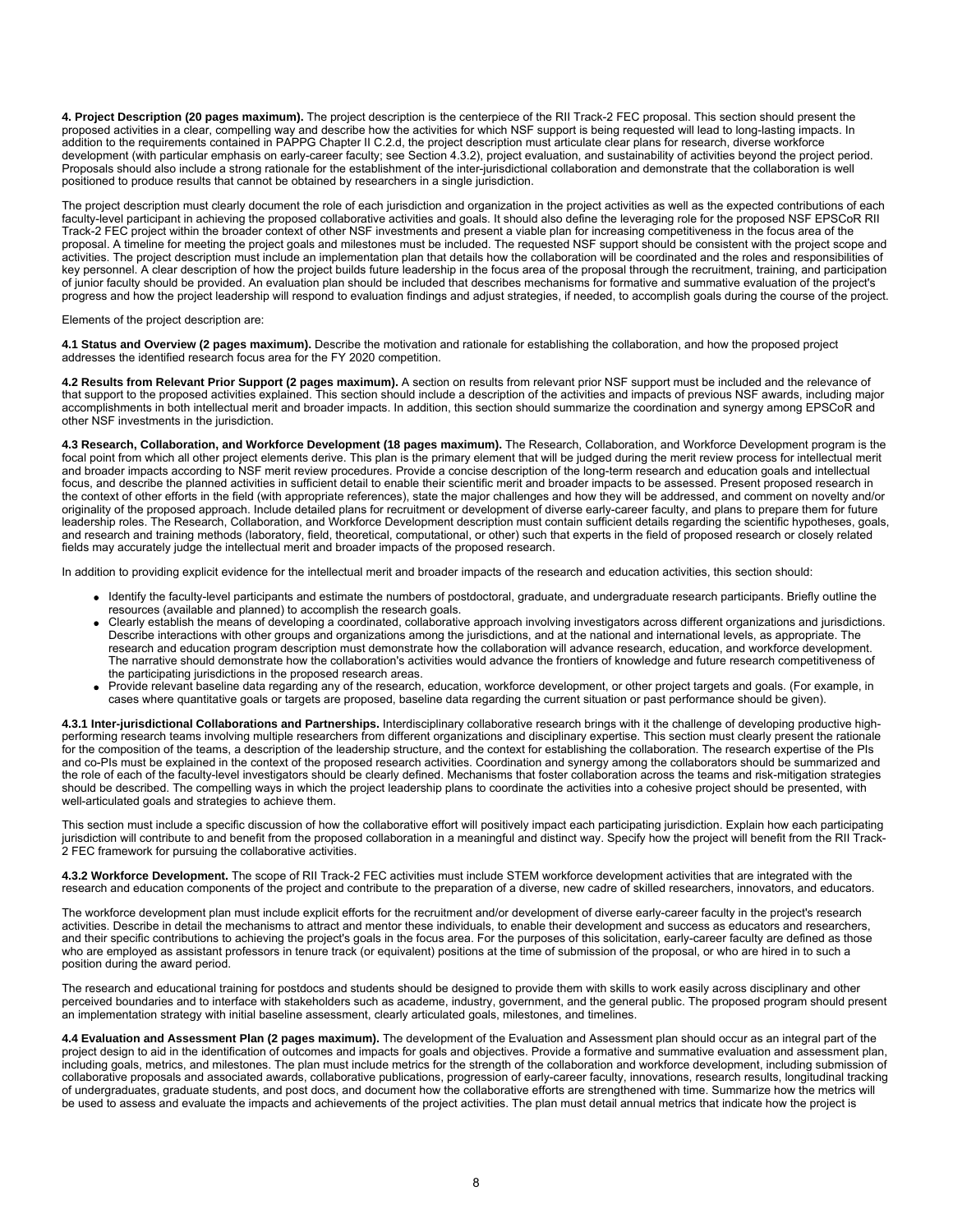**4. Project Description (20 pages maximum).** The project description is the centerpiece of the RII Track-2 FEC proposal. This section should present the proposed activities in a clear, compelling way and describe how the activities for which NSF support is being requested will lead to long-lasting impacts. In addition to the requirements contained in PAPPG Chapter II C.2.d, the project description must articulate clear plans for research, diverse workforce development (with particular emphasis on early-career faculty; see Section 4.3.2), project evaluation, and sustainability of activities beyond the project period. Proposals should also include a strong rationale for the establishment of the inter-jurisdictional collaboration and demonstrate that the collaboration is well positioned to produce results that cannot be obtained by researchers in a single jurisdiction.

The project description must clearly document the role of each jurisdiction and organization in the project activities as well as the expected contributions of each faculty-level participant in achieving the proposed collaborative activities and goals. It should also define the leveraging role for the proposed NSF EPSCoR RII Track-2 FEC project within the broader context of other NSF investments and present a viable plan for increasing competitiveness in the focus area of the proposal. A timeline for meeting the project goals and milestones must be included. The requested NSF support should be consistent with the project scope and activities. The project description must include an implementation plan that details how the collaboration will be coordinated and the roles and responsibilities of key personnel. A clear description of how the project builds future leadership in the focus area of the proposal through the recruitment, training, and participation of junior faculty should be provided. An evaluation plan should be included that describes mechanisms for formative and summative evaluation of the project's progress and how the project leadership will respond to evaluation findings and adjust strategies, if needed, to accomplish goals during the course of the project.

Elements of the project description are:

**4.1 Status and Overview (2 pages maximum).** Describe the motivation and rationale for establishing the collaboration, and how the proposed project addresses the identified research focus area for the FY 2020 competition.

**4.2 Results from Relevant Prior Support (2 pages maximum).** A section on results from relevant prior NSF support must be included and the relevance of that support to the proposed activities explained. This section should include a description of the activities and impacts of previous NSF awards, including major accomplishments in both intellectual merit and broader impacts. In addition, this section should summarize the coordination and synergy among EPSCoR and other NSF investments in the jurisdiction.

**4.3 Research, Collaboration, and Workforce Development (18 pages maximum).** The Research, Collaboration, and Workforce Development program is the focal point from which all other project elements derive. This plan is the primary element that will be judged during the merit review process for intellectual merit and broader impacts according to NSF merit review procedures. Provide a concise description of the long-term research and education goals and intellectual focus, and describe the planned activities in sufficient detail to enable their scientific merit and broader impacts to be assessed. Present proposed research in the context of other efforts in the field (with appropriate references), state the major challenges and how they will be addressed, and comment on novelty and/or originality of the proposed approach. Include detailed plans for recruitment or development of diverse early-career faculty, and plans to prepare them for future leadership roles. The Research, Collaboration, and Workforce Development description must contain sufficient details regarding the scientific hypotheses, goals, and research and training methods (laboratory, field, theoretical, computational, or other) such that experts in the field of proposed research or closely related fields may accurately judge the intellectual merit and broader impacts of the proposed research.

In addition to providing explicit evidence for the intellectual merit and broader impacts of the research and education activities, this section should:

- Identify the faculty-level participants and estimate the numbers of postdoctoral, graduate, and undergraduate research participants. Briefly outline the resources (available and planned) to accomplish the research goals.
- Clearly establish the means of developing a coordinated, collaborative approach involving investigators across different organizations and jurisdictions. Describe interactions with other groups and organizations among the jurisdictions, and at the national and international levels, as appropriate. The research and education program description must demonstrate how the collaboration will advance research, education, and workforce development. The narrative should demonstrate how the collaboration's activities would advance the frontiers of knowledge and future research competitiveness of the participating jurisdictions in the proposed research areas.
- Provide relevant baseline data regarding any of the research, education, workforce development, or other project targets and goals. (For example, in cases where quantitative goals or targets are proposed, baseline data regarding the current situation or past performance should be given).

**4.3.1 Inter-jurisdictional Collaborations and Partnerships.** Interdisciplinary collaborative research brings with it the challenge of developing productive high-performing research teams involving multiple researchers from different organizations and disciplinary expertise. This section must clearly present the rationale for the composition of the teams, a description of the leadership structure, and the context for establishing the collaboration. The research expertise of the PIs and co-PIs must be explained in the context of the proposed research activities. Coordination and synergy among the collaborators should be summarized and the role of each of the faculty-level investigators should be clearly defined. Mechanisms that foster collaboration across the teams and risk-mitigation strategies should be described. The compelling ways in which the project leadership plans to coordinate the activities into a cohesive project should be presented, with well-articulated goals and strategies to achieve them.

This section must include a specific discussion of how the collaborative effort will positively impact each participating jurisdiction. Explain how each participating jurisdiction will contribute to and benefit from the proposed collaboration in a meaningful and distinct way. Specify how the project will benefit from the RII Track-2 FEC framework for pursuing the collaborative activities.

**4.3.2 Workforce Development.** The scope of RII Track-2 FEC activities must include STEM workforce development activities that are integrated with the research and education components of the project and contribute to the preparation of a diverse, new cadre of skilled researchers, innovators, and educators.

The workforce development plan must include explicit efforts for the recruitment and/or development of diverse early-career faculty in the project's research activities. Describe in detail the mechanisms to attract and mentor these individuals, to enable their development and success as educators and researchers, and their specific contributions to achieving the project's goals in the focus area. For the purposes of this solicitation, early-career faculty are defined as those who are employed as assistant professors in tenure track (or equivalent) positions at the time of submission of the proposal, or who are hired in to such a position during the award period.

The research and educational training for postdocs and students should be designed to provide them with skills to work easily across disciplinary and other perceived boundaries and to interface with stakeholders such as academe, industry, government, and the general public. The proposed program should present an implementation strategy with initial baseline assessment, clearly articulated goals, milestones, and timelines.

**4.4 Evaluation and Assessment Plan (2 pages maximum).** The development of the Evaluation and Assessment plan should occur as an integral part of the project design to aid in the identification of outcomes and impacts for goals and objectives. Provide a formative and summative evaluation and assessment plan, including goals, metrics, and milestones. The plan must include metrics for the strength of the collaboration and workforce development, including submission of collaborative proposals and associated awards, collaborative publications, progression of early-career faculty, innovations, research results, longitudinal tracking of undergraduates, graduate students, and post docs, and document how the collaborative efforts are strengthened with time. Summarize how the metrics will be used to assess and evaluate the impacts and achievements of the project activities. The plan must detail annual metrics that indicate how the project is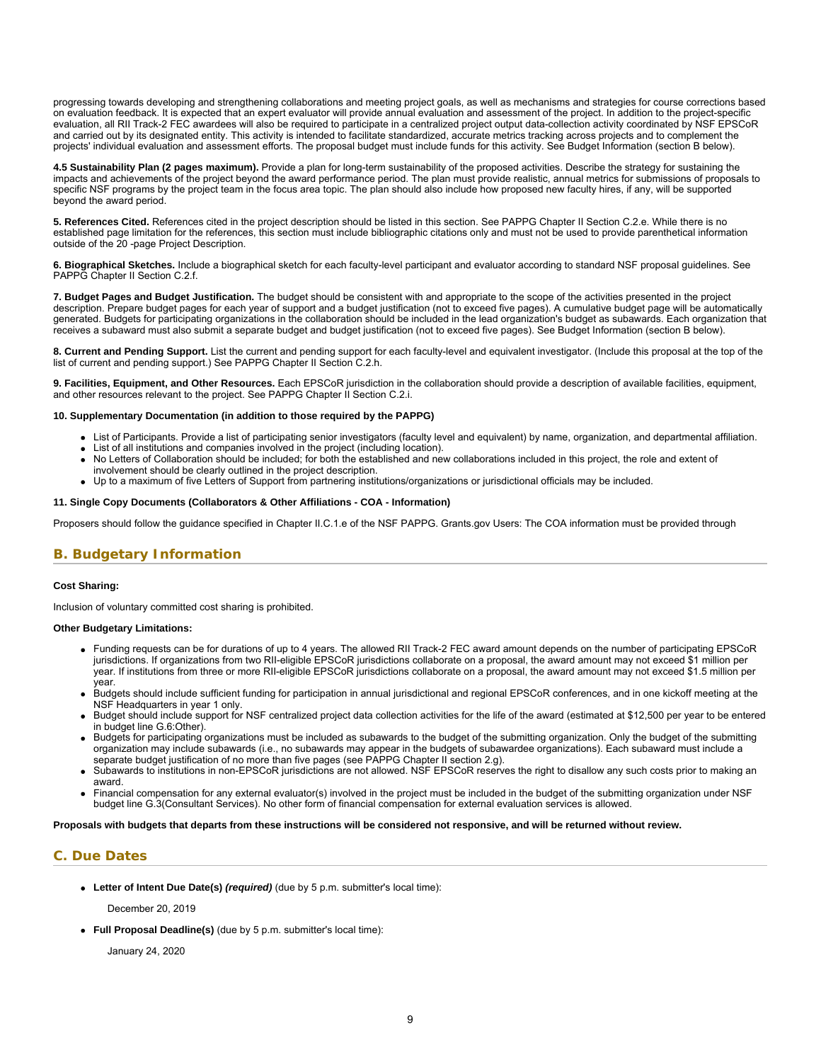progressing towards developing and strengthening collaborations and meeting project goals, as well as mechanisms and strategies for course corrections based on evaluation feedback. It is expected that an expert evaluator will provide annual evaluation and assessment of the project. In addition to the project-specific evaluation, all RII Track-2 FEC awardees will also be required to participate in a centralized project output data-collection activity coordinated by NSF EPSCoR and carried out by its designated entity. This activity is intended to facilitate standardized, accurate metrics tracking across projects and to complement the projects' individual evaluation and assessment efforts. The proposal budget must include funds for this activity. See Budget Information (section B below).

**4.5 Sustainability Plan (2 pages maximum).** Provide a plan for long-term sustainability of the proposed activities. Describe the strategy for sustaining the impacts and achievements of the project beyond the award performance period. The plan must provide realistic, annual metrics for submissions of proposals to specific NSF programs by the project team in the focus area topic. The plan should also include how proposed new faculty hires, if any, will be supported beyond the award period.

**5. References Cited.** References cited in the project description should be listed in this section. See PAPPG Chapter II Section C.2.e. While there is no established page limitation for the references, this section must include bibliographic citations only and must not be used to provide parenthetical information outside of the 20 -page Project Description.

**6. Biographical Sketches.** Include a biographical sketch for each faculty-level participant and evaluator according to standard NSF proposal guidelines. See PAPPG Chapter II Section C.2.f.

**7. Budget Pages and Budget Justification.** The budget should be consistent with and appropriate to the scope of the activities presented in the project description. Prepare budget pages for each year of support and a budget justification (not to exceed five pages). A cumulative budget page will be automatically generated. Budgets for participating organizations in the collaboration should be included in the lead organization's budget as subawards. Each organization that receives a subaward must also submit a separate budget and budget justification (not to exceed five pages). See Budget Information (section B below).

**8. Current and Pending Support.** List the current and pending support for each faculty-level and equivalent investigator. (Include this proposal at the top of the list of current and pending support.) See PAPPG Chapter II Section C.2.h.

**9. Facilities, Equipment, and Other Resources.** Each EPSCoR jurisdiction in the collaboration should provide a description of available facilities, equipment, and other resources relevant to the project. See PAPPG Chapter II Section C.2.i.

**10. Supplementary Documentation (in addition to those required by the PAPPG)**

- List of Participants. Provide a list of participating senior investigators (faculty level and equivalent) by name, organization, and departmental affiliation.
- List of all institutions and companies involved in the project (including location).
- No Letters of Collaboration should be included; for both the established and new collaborations included in this project, the role and extent of involvement should be clearly outlined in the project description.
- Up to a maximum of five Letters of Support from partnering institutions/organizations or jurisdictional officials may be included.

**11. Single Copy Documents (Collaborators & Other Affiliations - COA - Information)**

Proposers should follow the guidance specified in Chapter II.C.1.e of the NSF PAPPG. Grants.gov Users: The COA information must be provided through

## B. Budgetary Information

**Cost Sharing:**

Inclusion of voluntary committed cost sharing is prohibited.

**Other Budgetary Limitations:**

- Funding requests can be for durations of up to 4 years. The allowed RII Track-2 FEC award amount depends on the number of participating EPSCoR jurisdictions. If organizations from two RII-eligible EPSCoR jurisdictions collaborate on a proposal, the award amount may not exceed $1 million per year. If institutions from three or more RII-eligible EPSCoR jurisdictions collaborate on a proposal, the award amount may not exceed $1.5 million per year.
- Budgets should include sufficient funding for participation in annual jurisdictional and regional EPSCoR conferences, and in one kickoff meeting at the NSF Headquarters in year 1 only.
- Budget should include support for NSF centralized project data collection activities for the life of the award (estimated at $12,500 per year to be entered in budget line G.6:Other).
- Budgets for participating organizations must be included as subawards to the budget of the submitting organization. Only the budget of the submitting organization may include subawards (i.e., no subawards may appear in the budgets of subawardee organizations). Each subaward must include a separate budget justification of no more than five pages (see PAPPG Chapter II section 2.g).
- Subawards to institutions in non-EPSCoR jurisdictions are not allowed. NSF EPSCoR reserves the right to disallow any such costs prior to making an award.
- Financial compensation for any external evaluator(s) involved in the project must be included in the budget of the submitting organization under NSF budget line G.3(Consultant Services). No other form of financial compensation for external evaluation services is allowed.

**Proposals with budgets that departs from these instructions will be considered not responsive, and will be returned without review.**

## C. Due Dates

- **Letter of Intent Due Date(s)** ***(required)*** (due by 5 p.m. submitter's local time):

  December 20, 2019

- **Full Proposal Deadline(s)** (due by 5 p.m. submitter's local time):

  January 24, 2020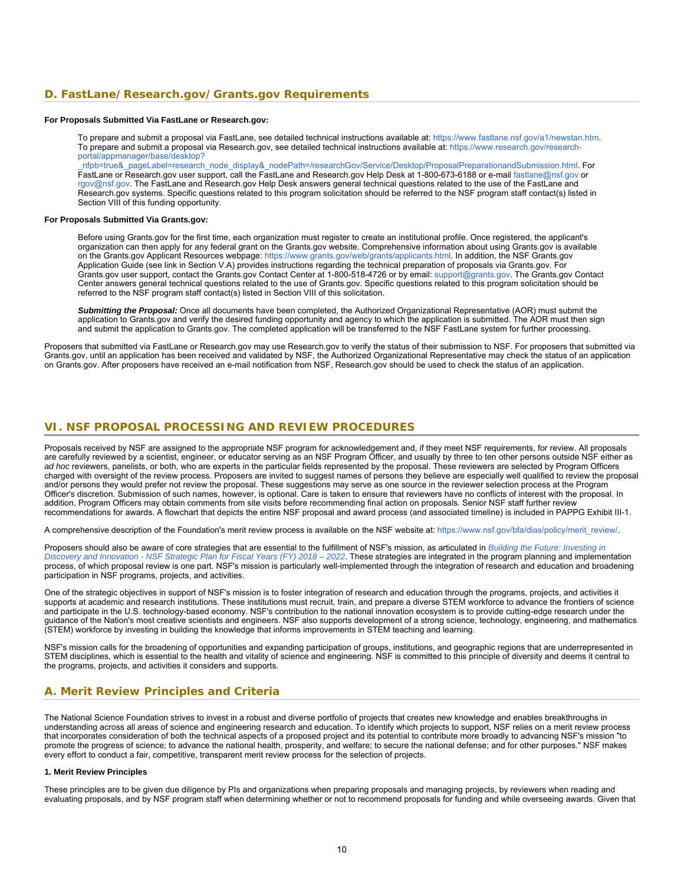## D. FastLane/Research.gov/Grants.gov Requirements

**For Proposals Submitted Via FastLane or Research.gov:**

To prepare and submit a proposal via FastLane, see detailed technical instructions available at: https://www.fastlane.nsf.gov/a1/newstan.htm. To prepare and submit a proposal via Research.gov, see detailed technical instructions available at: https://www.research.gov/research-portal/appmanager/base/desktop?_nfpb=true&_pageLabel=research_node_display&_nodePath=/researchGov/Service/Desktop/ProposalPreparationandSubmission.html. For FastLane or Research.gov user support, call the FastLane and Research.gov Help Desk at 1-800-673-6188 or e-mail fastlane@nsf.gov or rgov@nsf.gov. The FastLane and Research.gov Help Desk answers general technical questions related to the use of the FastLane and Research.gov systems. Specific questions related to this program solicitation should be referred to the NSF program staff contact(s) listed in Section VIII of this funding opportunity.

**For Proposals Submitted Via Grants.gov:**

Before using Grants.gov for the first time, each organization must register to create an institutional profile. Once registered, the applicant's organization can then apply for any federal grant on the Grants.gov website. Comprehensive information about using Grants.gov is available on the Grants.gov Applicant Resources webpage: https://www.grants.gov/web/grants/applicants.html. In addition, the NSF Grants.gov Application Guide (see link in Section V.A) provides instructions regarding the technical preparation of proposals via Grants.gov. For Grants.gov user support, contact the Grants.gov Contact Center at 1-800-518-4726 or by email: support@grants.gov. The Grants.gov Contact Center answers general technical questions related to the use of Grants.gov. Specific questions related to this program solicitation should be referred to the NSF program staff contact(s) listed in Section VIII of this solicitation.

***Submitting the Proposal:*** Once all documents have been completed, the Authorized Organizational Representative (AOR) must submit the application to Grants.gov and verify the desired funding opportunity and agency to which the application is submitted. The AOR must then sign and submit the application to Grants.gov. The completed application will be transferred to the NSF FastLane system for further processing.

Proposers that submitted via FastLane or Research.gov may use Research.gov to verify the status of their submission to NSF. For proposers that submitted via Grants.gov, until an application has been received and validated by NSF, the Authorized Organizational Representative may check the status of an application on Grants.gov. After proposers have received an e-mail notification from NSF, Research.gov should be used to check the status of an application.

## VI. NSF PROPOSAL PROCESSING AND REVIEW PROCEDURES

Proposals received by NSF are assigned to the appropriate NSF program for acknowledgement and, if they meet NSF requirements, for review. All proposals are carefully reviewed by a scientist, engineer, or educator serving as an NSF Program Officer, and usually by three to ten other persons outside NSF either as *ad hoc* reviewers, panelists, or both, who are experts in the particular fields represented by the proposal. These reviewers are selected by Program Officers charged with oversight of the review process. Proposers are invited to suggest names of persons they believe are especially well qualified to review the proposal and/or persons they would prefer not review the proposal. These suggestions may serve as one source in the reviewer selection process at the Program Officer's discretion. Submission of such names, however, is optional. Care is taken to ensure that reviewers have no conflicts of interest with the proposal. In addition, Program Officers may obtain comments from site visits before recommending final action on proposals. Senior NSF staff further review recommendations for awards. A flowchart that depicts the entire NSF proposal and award process (and associated timeline) is included in PAPPG Exhibit III-1.

A comprehensive description of the Foundation's merit review process is available on the NSF website at: https://www.nsf.gov/bfa/dias/policy/merit_review/.

Proposers should also be aware of core strategies that are essential to the fulfillment of NSF's mission, as articulated in *Building the Future: Investing in Discovery and Innovation - NSF Strategic Plan for Fiscal Years (FY) 2018 – 2022*. These strategies are integrated in the program planning and implementation process, of which proposal review is one part. NSF's mission is particularly well-implemented through the integration of research and education and broadening participation in NSF programs, projects, and activities.

One of the strategic objectives in support of NSF's mission is to foster integration of research and education through the programs, projects, and activities it supports at academic and research institutions. These institutions must recruit, train, and prepare a diverse STEM workforce to advance the frontiers of science and participate in the U.S. technology-based economy. NSF's contribution to the national innovation ecosystem is to provide cutting-edge research under the guidance of the Nation's most creative scientists and engineers. NSF also supports development of a strong science, technology, engineering, and mathematics (STEM) workforce by investing in building the knowledge that informs improvements in STEM teaching and learning.

NSF's mission calls for the broadening of opportunities and expanding participation of groups, institutions, and geographic regions that are underrepresented in STEM disciplines, which is essential to the health and vitality of science and engineering. NSF is committed to this principle of diversity and deems it central to the programs, projects, and activities it considers and supports.

## A. Merit Review Principles and Criteria

The National Science Foundation strives to invest in a robust and diverse portfolio of projects that creates new knowledge and enables breakthroughs in understanding across all areas of science and engineering research and education. To identify which projects to support, NSF relies on a merit review process that incorporates consideration of both the technical aspects of a proposed project and its potential to contribute more broadly to advancing NSF's mission "to promote the progress of science; to advance the national health, prosperity, and welfare; to secure the national defense; and for other purposes." NSF makes every effort to conduct a fair, competitive, transparent merit review process for the selection of projects.

**1. Merit Review Principles**

These principles are to be given due diligence by PIs and organizations when preparing proposals and managing projects, by reviewers when reading and evaluating proposals, and by NSF program staff when determining whether or not to recommend proposals for funding and while overseeing awards. Given that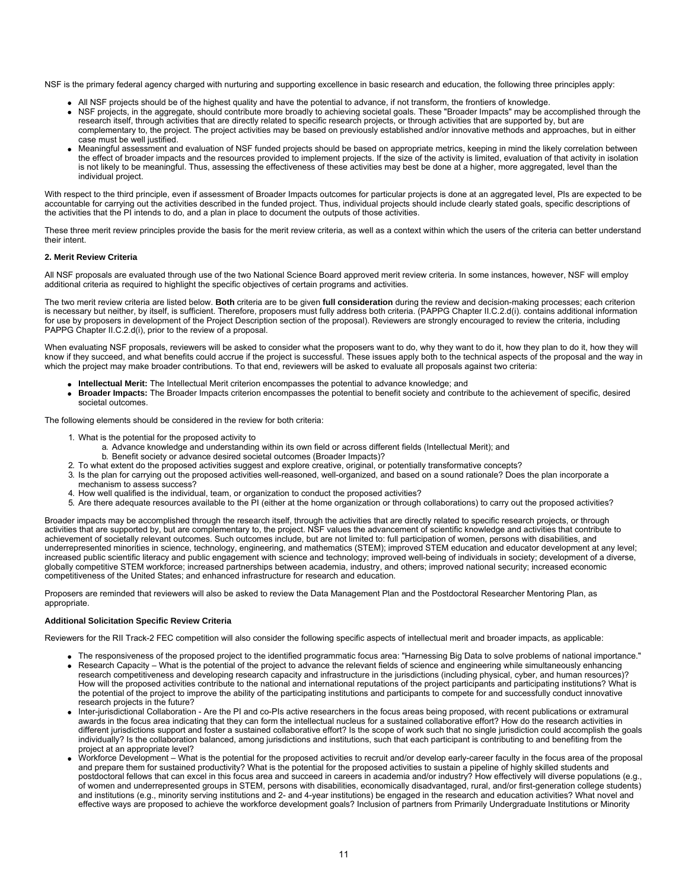NSF is the primary federal agency charged with nurturing and supporting excellence in basic research and education, the following three principles apply:

- All NSF projects should be of the highest quality and have the potential to advance, if not transform, the frontiers of knowledge.
- NSF projects, in the aggregate, should contribute more broadly to achieving societal goals. These "Broader Impacts" may be accomplished through the research itself, through activities that are directly related to specific research projects, or through activities that are supported by, but are complementary to, the project. The project activities may be based on previously established and/or innovative methods and approaches, but in either case must be well justified.
- Meaningful assessment and evaluation of NSF funded projects should be based on appropriate metrics, keeping in mind the likely correlation between the effect of broader impacts and the resources provided to implement projects. If the size of the activity is limited, evaluation of that activity in isolation is not likely to be meaningful. Thus, assessing the effectiveness of these activities may best be done at a higher, more aggregated, level than the individual project.

With respect to the third principle, even if assessment of Broader Impacts outcomes for particular projects is done at an aggregated level, PIs are expected to be accountable for carrying out the activities described in the funded project. Thus, individual projects should include clearly stated goals, specific descriptions of the activities that the PI intends to do, and a plan in place to document the outputs of those activities.

These three merit review principles provide the basis for the merit review criteria, as well as a context within which the users of the criteria can better understand their intent.

**2. Merit Review Criteria**

All NSF proposals are evaluated through use of the two National Science Board approved merit review criteria. In some instances, however, NSF will employ additional criteria as required to highlight the specific objectives of certain programs and activities.

The two merit review criteria are listed below. **Both** criteria are to be given **full consideration** during the review and decision-making processes; each criterion is necessary but neither, by itself, is sufficient. Therefore, proposers must fully address both criteria. (PAPPG Chapter II.C.2.d(i). contains additional information for use by proposers in development of the Project Description section of the proposal). Reviewers are strongly encouraged to review the criteria, including PAPPG Chapter II.C.2.d(i), prior to the review of a proposal.

When evaluating NSF proposals, reviewers will be asked to consider what the proposers want to do, why they want to do it, how they plan to do it, how they will know if they succeed, and what benefits could accrue if the project is successful. These issues apply both to the technical aspects of the proposal and the way in which the project may make broader contributions. To that end, reviewers will be asked to evaluate all proposals against two criteria:

- **Intellectual Merit:** The Intellectual Merit criterion encompasses the potential to advance knowledge; and
- **Broader Impacts:** The Broader Impacts criterion encompasses the potential to benefit society and contribute to the achievement of specific, desired societal outcomes.

The following elements should be considered in the review for both criteria:

1. What is the potential for the proposed activity to
   a. Advance knowledge and understanding within its own field or across different fields (Intellectual Merit); and
   b. Benefit society or advance desired societal outcomes (Broader Impacts)?
2. To what extent do the proposed activities suggest and explore creative, original, or potentially transformative concepts?
3. Is the plan for carrying out the proposed activities well-reasoned, well-organized, and based on a sound rationale? Does the plan incorporate a mechanism to assess success?
4. How well qualified is the individual, team, or organization to conduct the proposed activities?
5. Are there adequate resources available to the PI (either at the home organization or through collaborations) to carry out the proposed activities?

Broader impacts may be accomplished through the research itself, through the activities that are directly related to specific research projects, or through activities that are supported by, but are complementary to, the project. NSF values the advancement of scientific knowledge and activities that contribute to achievement of societally relevant outcomes. Such outcomes include, but are not limited to: full participation of women, persons with disabilities, and underrepresented minorities in science, technology, engineering, and mathematics (STEM); improved STEM education and educator development at any level; increased public scientific literacy and public engagement with science and technology; improved well-being of individuals in society; development of a diverse, globally competitive STEM workforce; increased partnerships between academia, industry, and others; improved national security; increased economic competitiveness of the United States; and enhanced infrastructure for research and education.

Proposers are reminded that reviewers will also be asked to review the Data Management Plan and the Postdoctoral Researcher Mentoring Plan, as appropriate.

**Additional Solicitation Specific Review Criteria**

Reviewers for the RII Track-2 FEC competition will also consider the following specific aspects of intellectual merit and broader impacts, as applicable:

- The responsiveness of the proposed project to the identified programmatic focus area: "Harnessing Big Data to solve problems of national importance."
- Research Capacity – What is the potential of the project to advance the relevant fields of science and engineering while simultaneously enhancing research competitiveness and developing research capacity and infrastructure in the jurisdictions (including physical, cyber, and human resources)? How will the proposed activities contribute to the national and international reputations of the project participants and participating institutions? What is the potential of the project to improve the ability of the participating institutions and participants to compete for and successfully conduct innovative research projects in the future?
- Inter-jurisdictional Collaboration - Are the PI and co-PIs active researchers in the focus areas being proposed, with recent publications or extramural awards in the focus area indicating that they can form the intellectual nucleus for a sustained collaborative effort? How do the research activities in different jurisdictions support and foster a sustained collaborative effort? Is the scope of work such that no single jurisdiction could accomplish the goals individually? Is the collaboration balanced, among jurisdictions and institutions, such that each participant is contributing to and benefiting from the project at an appropriate level?
- Workforce Development – What is the potential for the proposed activities to recruit and/or develop early-career faculty in the focus area of the proposal and prepare them for sustained productivity? What is the potential for the proposed activities to sustain a pipeline of highly skilled students and postdoctoral fellows that can excel in this focus area and succeed in careers in academia and/or industry? How effectively will diverse populations (e.g., of women and underrepresented groups in STEM, persons with disabilities, economically disadvantaged, rural, and/or first-generation college students) and institutions (e.g., minority serving institutions and 2- and 4-year institutions) be engaged in the research and education activities? What novel and effective ways are proposed to achieve the workforce development goals? Inclusion of partners from Primarily Undergraduate Institutions or Minority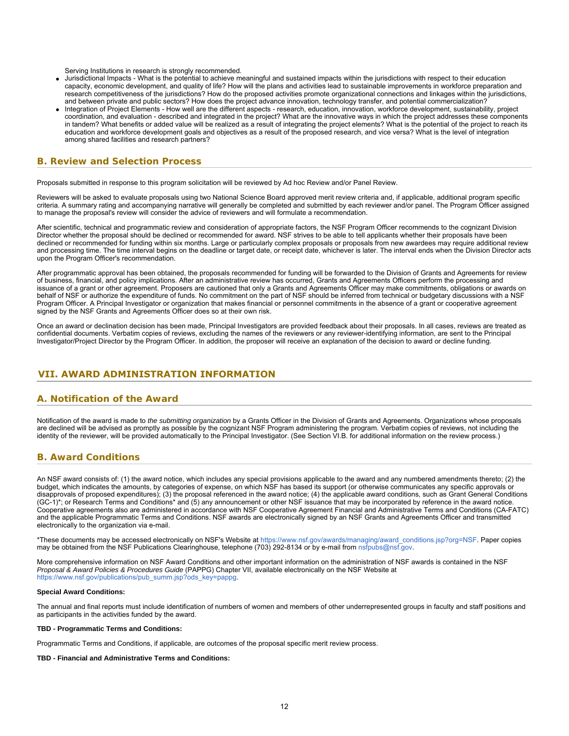Serving Institutions in research is strongly recommended.

- Jurisdictional Impacts - What is the potential to achieve meaningful and sustained impacts within the jurisdictions with respect to their education capacity, economic development, and quality of life? How will the plans and activities lead to sustainable improvements in workforce preparation and research competitiveness of the jurisdictions? How do the proposed activities promote organizational connections and linkages within the jurisdictions, and between private and public sectors? How does the project advance innovation, technology transfer, and potential commercialization?
- Integration of Project Elements - How well are the different aspects - research, education, innovation, workforce development, sustainability, project coordination, and evaluation - described and integrated in the project? What are the innovative ways in which the project addresses these components in tandem? What benefits or added value will be realized as a result of integrating the project elements? What is the potential of the project to reach its education and workforce development goals and objectives as a result of the proposed research, and vice versa? What is the level of integration among shared facilities and research partners?

## B. Review and Selection Process

Proposals submitted in response to this program solicitation will be reviewed by Ad hoc Review and/or Panel Review.

Reviewers will be asked to evaluate proposals using two National Science Board approved merit review criteria and, if applicable, additional program specific criteria. A summary rating and accompanying narrative will generally be completed and submitted by each reviewer and/or panel. The Program Officer assigned to manage the proposal's review will consider the advice of reviewers and will formulate a recommendation.

After scientific, technical and programmatic review and consideration of appropriate factors, the NSF Program Officer recommends to the cognizant Division Director whether the proposal should be declined or recommended for award. NSF strives to be able to tell applicants whether their proposals have been declined or recommended for funding within six months. Large or particularly complex proposals or proposals from new awardees may require additional review and processing time. The time interval begins on the deadline or target date, or receipt date, whichever is later. The interval ends when the Division Director acts upon the Program Officer's recommendation.

After programmatic approval has been obtained, the proposals recommended for funding will be forwarded to the Division of Grants and Agreements for review of business, financial, and policy implications. After an administrative review has occurred, Grants and Agreements Officers perform the processing and issuance of a grant or other agreement. Proposers are cautioned that only a Grants and Agreements Officer may make commitments, obligations or awards on behalf of NSF or authorize the expenditure of funds. No commitment on the part of NSF should be inferred from technical or budgetary discussions with a NSF Program Officer. A Principal Investigator or organization that makes financial or personnel commitments in the absence of a grant or cooperative agreement signed by the NSF Grants and Agreements Officer does so at their own risk.

Once an award or declination decision has been made, Principal Investigators are provided feedback about their proposals. In all cases, reviews are treated as confidential documents. Verbatim copies of reviews, excluding the names of the reviewers or any reviewer-identifying information, are sent to the Principal Investigator/Project Director by the Program Officer. In addition, the proposer will receive an explanation of the decision to award or decline funding.

# VII. AWARD ADMINISTRATION INFORMATION

## A. Notification of the Award

Notification of the award is made to *the submitting organization* by a Grants Officer in the Division of Grants and Agreements. Organizations whose proposals are declined will be advised as promptly as possible by the cognizant NSF Program administering the program. Verbatim copies of reviews, not including the identity of the reviewer, will be provided automatically to the Principal Investigator. (See Section VI.B. for additional information on the review process.)

## B. Award Conditions

An NSF award consists of: (1) the award notice, which includes any special provisions applicable to the award and any numbered amendments thereto; (2) the budget, which indicates the amounts, by categories of expense, on which NSF has based its support (or otherwise communicates any specific approvals or disapprovals of proposed expenditures); (3) the proposal referenced in the award notice; (4) the applicable award conditions, such as Grant General Conditions (GC-1)*; or Research Terms and Conditions* and (5) any announcement or other NSF issuance that may be incorporated by reference in the award notice. Cooperative agreements also are administered in accordance with NSF Cooperative Agreement Financial and Administrative Terms and Conditions (CA-FATC) and the applicable Programmatic Terms and Conditions. NSF awards are electronically signed by an NSF Grants and Agreements Officer and transmitted electronically to the organization via e-mail.

*These documents may be accessed electronically on NSF's Website at https://www.nsf.gov/awards/managing/award_conditions.jsp?org=NSF. Paper copies may be obtained from the NSF Publications Clearinghouse, telephone (703) 292-8134 or by e-mail from nsfpubs@nsf.gov.

More comprehensive information on NSF Award Conditions and other important information on the administration of NSF awards is contained in the NSF *Proposal & Award Policies & Procedures Guide* (PAPPG) Chapter VII, available electronically on the NSF Website at https://www.nsf.gov/publications/pub_summ.jsp?ods_key=pappg.

**Special Award Conditions:**

The annual and final reports must include identification of numbers of women and members of other underrepresented groups in faculty and staff positions and as participants in the activities funded by the award.

**TBD - Programmatic Terms and Conditions:**

Programmatic Terms and Conditions, if applicable, are outcomes of the proposal specific merit review process.

**TBD - Financial and Administrative Terms and Conditions:**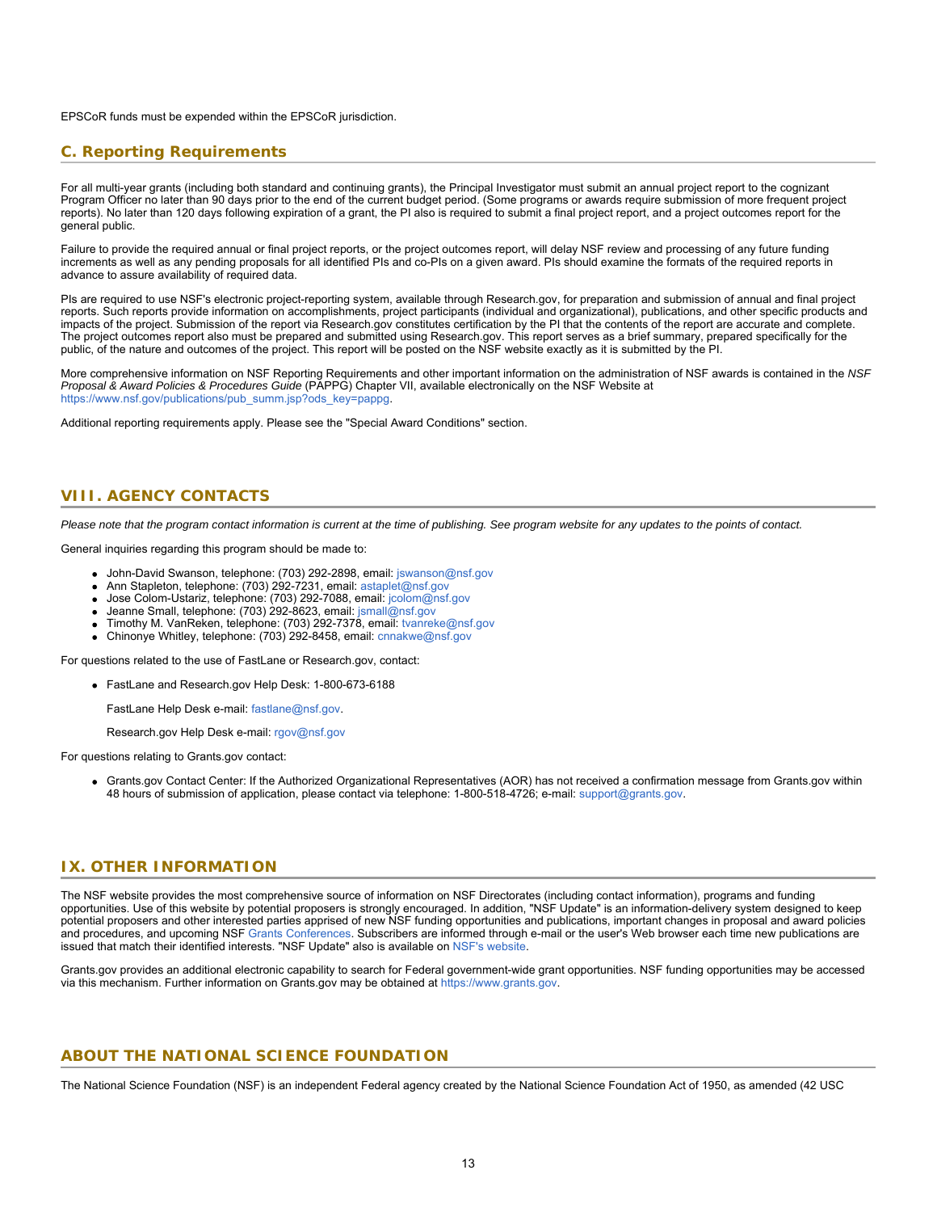EPSCoR funds must be expended within the EPSCoR jurisdiction.

### C. Reporting Requirements

For all multi-year grants (including both standard and continuing grants), the Principal Investigator must submit an annual project report to the cognizant Program Officer no later than 90 days prior to the end of the current budget period. (Some programs or awards require submission of more frequent project reports). No later than 120 days following expiration of a grant, the PI also is required to submit a final project report, and a project outcomes report for the general public.

Failure to provide the required annual or final project reports, or the project outcomes report, will delay NSF review and processing of any future funding increments as well as any pending proposals for all identified PIs and co-PIs on a given award. PIs should examine the formats of the required reports in advance to assure availability of required data.

PIs are required to use NSF's electronic project-reporting system, available through Research.gov, for preparation and submission of annual and final project reports. Such reports provide information on accomplishments, project participants (individual and organizational), publications, and other specific products and impacts of the project. Submission of the report via Research.gov constitutes certification by the PI that the contents of the report are accurate and complete. The project outcomes report also must be prepared and submitted using Research.gov. This report serves as a brief summary, prepared specifically for the public, of the nature and outcomes of the project. This report will be posted on the NSF website exactly as it is submitted by the PI.

More comprehensive information on NSF Reporting Requirements and other important information on the administration of NSF awards is contained in the *NSF Proposal & Award Policies & Procedures Guide* (PAPPG) Chapter VII, available electronically on the NSF Website at https://www.nsf.gov/publications/pub_summ.jsp?ods_key=pappg.

Additional reporting requirements apply. Please see the "Special Award Conditions" section.

## VIII. AGENCY CONTACTS

*Please note that the program contact information is current at the time of publishing. See program website for any updates to the points of contact.*

General inquiries regarding this program should be made to:

- John-David Swanson, telephone: (703) 292-2898, email: jswanson@nsf.gov
- Ann Stapleton, telephone: (703) 292-7231, email: astaplet@nsf.gov
- Jose Colom-Ustariz, telephone: (703) 292-7088, email: jcolom@nsf.gov
- Jeanne Small, telephone: (703) 292-8623, email: jsmall@nsf.gov
- Timothy M. VanReken, telephone: (703) 292-7378, email: tvanreke@nsf.gov
- Chinonye Whitley, telephone: (703) 292-8458, email: cnnakwe@nsf.gov

For questions related to the use of FastLane or Research.gov, contact:

- FastLane and Research.gov Help Desk: 1-800-673-6188

  FastLane Help Desk e-mail: fastlane@nsf.gov.

  Research.gov Help Desk e-mail: rgov@nsf.gov

For questions relating to Grants.gov contact:

- Grants.gov Contact Center: If the Authorized Organizational Representatives (AOR) has not received a confirmation message from Grants.gov within 48 hours of submission of application, please contact via telephone: 1-800-518-4726; e-mail: support@grants.gov.

## IX. OTHER INFORMATION

The NSF website provides the most comprehensive source of information on NSF Directorates (including contact information), programs and funding opportunities. Use of this website by potential proposers is strongly encouraged. In addition, "NSF Update" is an information-delivery system designed to keep potential proposers and other interested parties apprised of new NSF funding opportunities and publications, important changes in proposal and award policies and procedures, and upcoming NSF Grants Conferences. Subscribers are informed through e-mail or the user's Web browser each time new publications are issued that match their identified interests. "NSF Update" also is available on NSF's website.

Grants.gov provides an additional electronic capability to search for Federal government-wide grant opportunities. NSF funding opportunities may be accessed via this mechanism. Further information on Grants.gov may be obtained at https://www.grants.gov.

## ABOUT THE NATIONAL SCIENCE FOUNDATION

The National Science Foundation (NSF) is an independent Federal agency created by the National Science Foundation Act of 1950, as amended (42 USC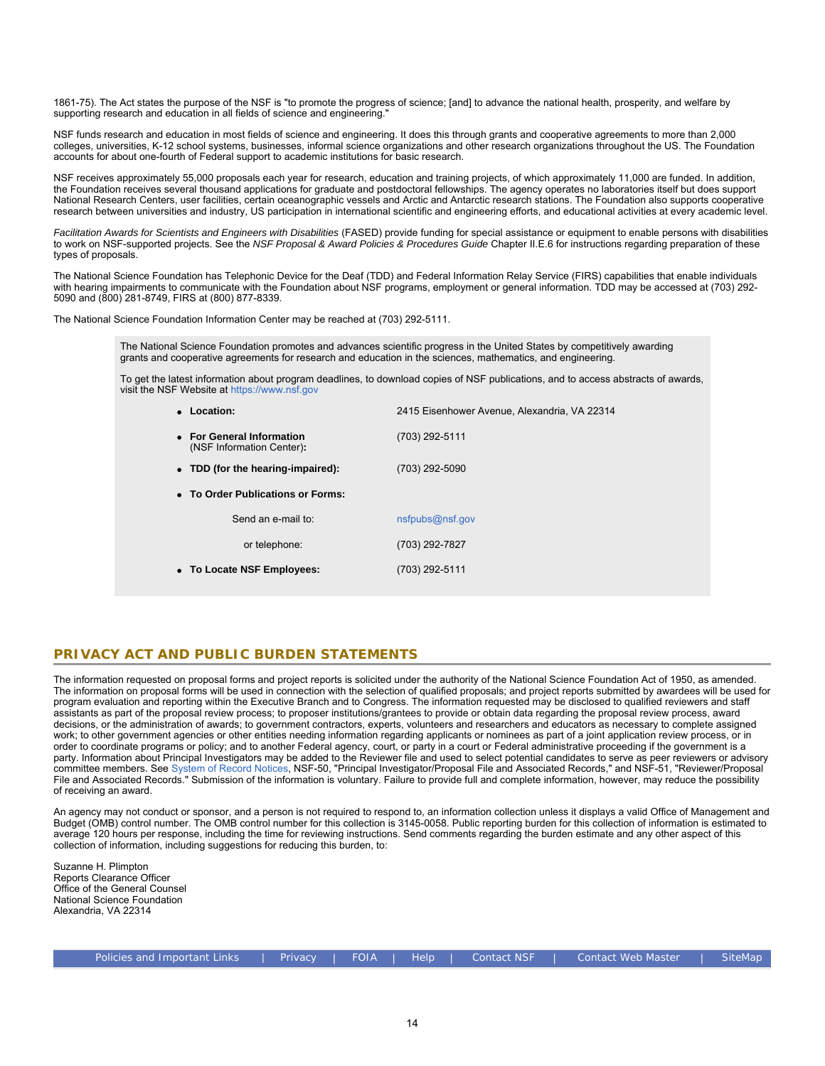1861-75). The Act states the purpose of the NSF is "to promote the progress of science; [and] to advance the national health, prosperity, and welfare by supporting research and education in all fields of science and engineering."

NSF funds research and education in most fields of science and engineering. It does this through grants and cooperative agreements to more than 2,000 colleges, universities, K-12 school systems, businesses, informal science organizations and other research organizations throughout the US. The Foundation accounts for about one-fourth of Federal support to academic institutions for basic research.

NSF receives approximately 55,000 proposals each year for research, education and training projects, of which approximately 11,000 are funded. In addition, the Foundation receives several thousand applications for graduate and postdoctoral fellowships. The agency operates no laboratories itself but does support National Research Centers, user facilities, certain oceanographic vessels and Arctic and Antarctic research stations. The Foundation also supports cooperative research between universities and industry, US participation in international scientific and engineering efforts, and educational activities at every academic level.

*Facilitation Awards for Scientists and Engineers with Disabilities* (FASED) provide funding for special assistance or equipment to enable persons with disabilities to work on NSF-supported projects. See the *NSF Proposal & Award Policies & Procedures Guide* Chapter II.E.6 for instructions regarding preparation of these types of proposals.

The National Science Foundation has Telephonic Device for the Deaf (TDD) and Federal Information Relay Service (FIRS) capabilities that enable individuals with hearing impairments to communicate with the Foundation about NSF programs, employment or general information. TDD may be accessed at (703) 292-5090 and (800) 281-8749, FIRS at (800) 877-8339.

The National Science Foundation Information Center may be reached at (703) 292-5111.

The National Science Foundation promotes and advances scientific progress in the United States by competitively awarding grants and cooperative agreements for research and education in the sciences, mathematics, and engineering.

To get the latest information about program deadlines, to download copies of NSF publications, and to access abstracts of awards, visit the NSF Website at https://www.nsf.gov

- **Location:** 2415 Eisenhower Avenue, Alexandria, VA 22314
- **For General Information** (NSF Information Center)**:** (703) 292-5111
- **TDD (for the hearing-impaired):** (703) 292-5090
- **To Order Publications or Forms:**
  - Send an e-mail to: nsfpubs@nsf.gov
  - or telephone: (703) 292-7827
- **To Locate NSF Employees:** (703) 292-5111

## PRIVACY ACT AND PUBLIC BURDEN STATEMENTS

The information requested on proposal forms and project reports is solicited under the authority of the National Science Foundation Act of 1950, as amended. The information on proposal forms will be used in connection with the selection of qualified proposals; and project reports submitted by awardees will be used for program evaluation and reporting within the Executive Branch and to Congress. The information requested may be disclosed to qualified reviewers and staff assistants as part of the proposal review process; to proposer institutions/grantees to provide or obtain data regarding the proposal review process, award decisions, or the administration of awards; to government contractors, experts, volunteers and researchers and educators as necessary to complete assigned work; to other government agencies or other entities needing information regarding applicants or nominees as part of a joint application review process, or in order to coordinate programs or policy; and to another Federal agency, court, or party in a court or Federal administrative proceeding if the government is a party. Information about Principal Investigators may be added to the Reviewer file and used to select potential candidates to serve as peer reviewers or advisory committee members. See System of Record Notices, NSF-50, "Principal Investigator/Proposal File and Associated Records," and NSF-51, "Reviewer/Proposal File and Associated Records." Submission of the information is voluntary. Failure to provide full and complete information, however, may reduce the possibility of receiving an award.

An agency may not conduct or sponsor, and a person is not required to respond to, an information collection unless it displays a valid Office of Management and Budget (OMB) control number. The OMB control number for this collection is 3145-0058. Public reporting burden for this collection of information is estimated to average 120 hours per response, including the time for reviewing instructions. Send comments regarding the burden estimate and any other aspect of this collection of information, including suggestions for reducing this burden, to:

Suzanne H. Plimpton
Reports Clearance Officer
Office of the General Counsel
National Science Foundation
Alexandria, VA 22314

Policies and Important Links | Privacy | FOIA | Help | Contact NSF | Contact Web Master | SiteMap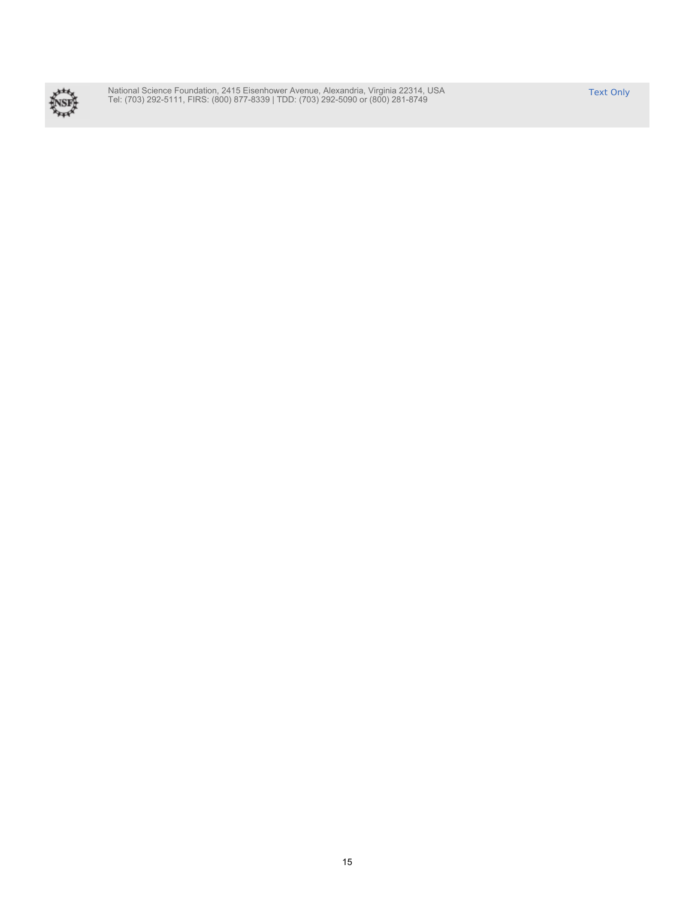National Science Foundation, 2415 Eisenhower Avenue, Alexandria, Virginia 22314, USA
Tel: (703) 292-5111, FIRS: (800) 877-8339 | TDD: (703) 292-5090 or (800) 281-8749

Text Only